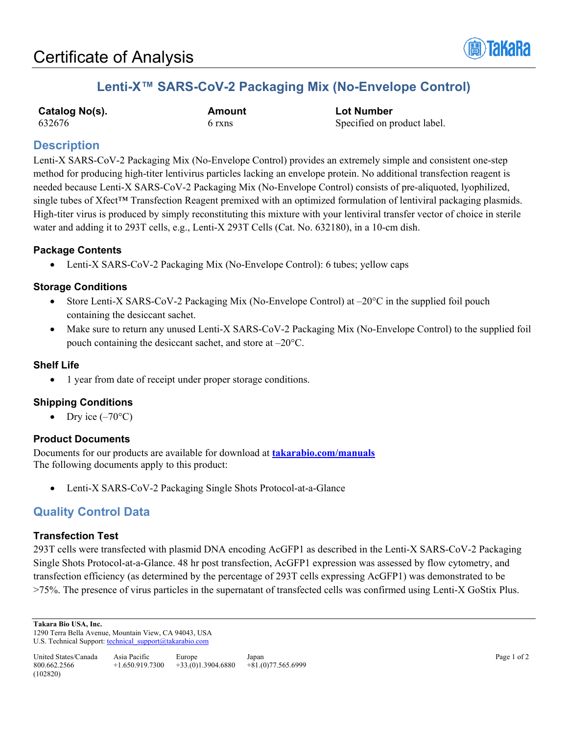# Certificate of Analysis

## Lenti-X™ SARS-CoV-2 Packaging Mix (No-Envelope Control)

| Catalog No(s). | Amount | Lot Number |
|---|---|---|
| 632676 | 6 rxns | Specified on product label. |

## Description

Lenti-X SARS-CoV-2 Packaging Mix (No-Envelope Control) provides an extremely simple and consistent one-step method for producing high-titer lentivirus particles lacking an envelope protein. No additional transfection reagent is needed because Lenti-X SARS-CoV-2 Packaging Mix (No-Envelope Control) consists of pre-aliquoted, lyophilized, single tubes of Xfect™ Transfection Reagent premixed with an optimized formulation of lentiviral packaging plasmids. High-titer virus is produced by simply reconstituting this mixture with your lentiviral transfer vector of choice in sterile water and adding it to 293T cells, e.g., Lenti-X 293T Cells (Cat. No. 632180), in a 10-cm dish.

### Package Contents

- Lenti-X SARS-CoV-2 Packaging Mix (No-Envelope Control): 6 tubes; yellow caps

### Storage Conditions

- Store Lenti-X SARS-CoV-2 Packaging Mix (No-Envelope Control) at –20°C in the supplied foil pouch containing the desiccant sachet.
- Make sure to return any unused Lenti-X SARS-CoV-2 Packaging Mix (No-Envelope Control) to the supplied foil pouch containing the desiccant sachet, and store at –20°C.

### Shelf Life

- 1 year from date of receipt under proper storage conditions.

### Shipping Conditions

- Dry ice (–70°C)

### Product Documents

Documents for our products are available for download at **takarabio.com/manuals**
The following documents apply to this product:

- Lenti-X SARS-CoV-2 Packaging Single Shots Protocol-at-a-Glance

## Quality Control Data

### Transfection Test

293T cells were transfected with plasmid DNA encoding AcGFP1 as described in the Lenti-X SARS-CoV-2 Packaging Single Shots Protocol-at-a-Glance. 48 hr post transfection, AcGFP1 expression was assessed by flow cytometry, and transfection efficiency (as determined by the percentage of 293T cells expressing AcGFP1) was demonstrated to be >75%. The presence of virus particles in the supernatant of transfected cells was confirmed using Lenti-X GoStix Plus.

**Takara Bio USA, Inc.**
1290 Terra Bella Avenue, Mountain View, CA 94043, USA
U.S. Technical Support: technical_support@takarabio.com

| United States/Canada | Asia Pacific | Europe | Japan |
|---|---|---|---|
| 800.662.2566 | +1.650.919.7300 | +33.(0)1.3904.6880 | +81.(0)77.565.6999 |

(102820)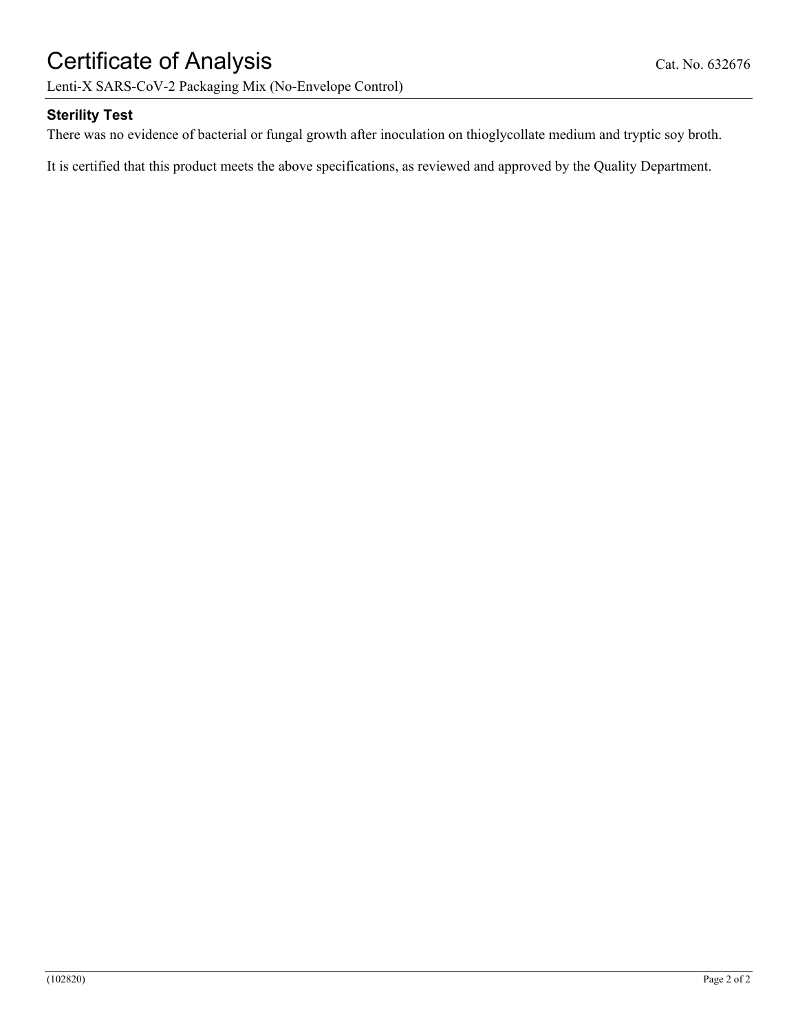### Sterility Test

There was no evidence of bacterial or fungal growth after inoculation on thioglycollate medium and tryptic soy broth.

It is certified that this product meets the above specifications, as reviewed and approved by the Quality Department.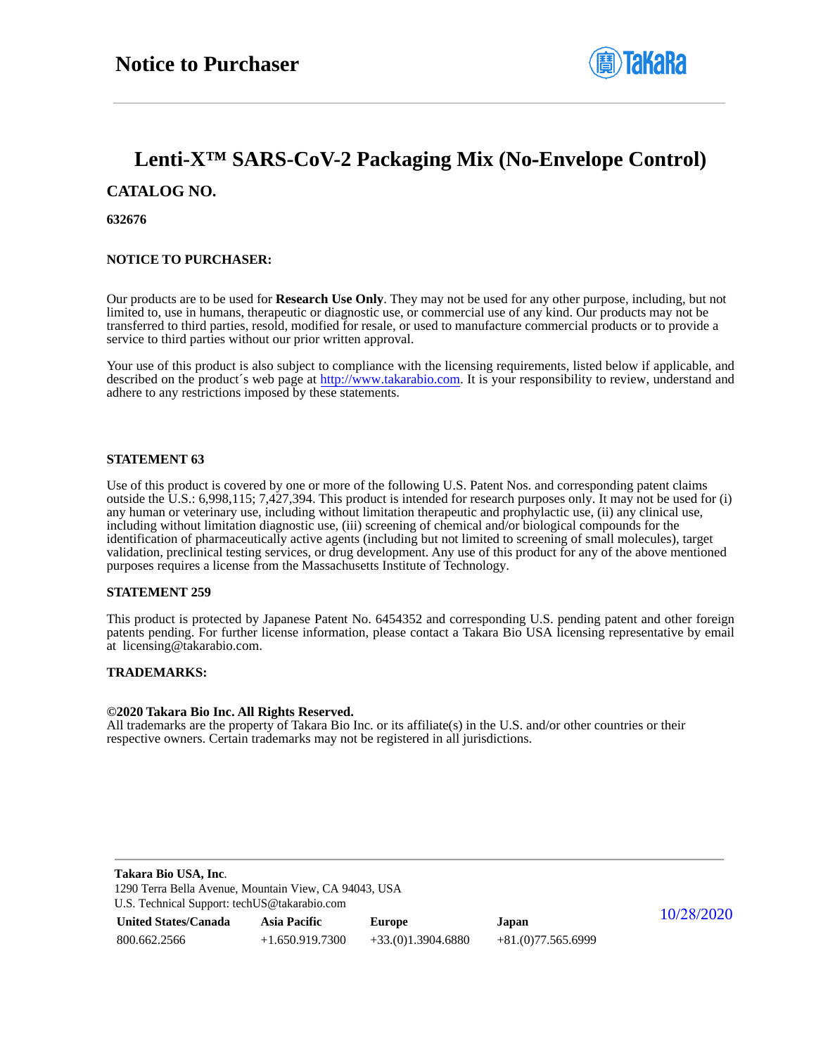# Notice to Purchaser

## Lenti-X™ SARS-CoV-2 Packaging Mix (No-Envelope Control)

### CATALOG NO.

**632676**

**NOTICE TO PURCHASER:**

Our products are to be used for **Research Use Only**. They may not be used for any other purpose, including, but not limited to, use in humans, therapeutic or diagnostic use, or commercial use of any kind. Our products may not be transferred to third parties, resold, modified for resale, or used to manufacture commercial products or to provide a service to third parties without our prior written approval.

Your use of this product is also subject to compliance with the licensing requirements, listed below if applicable, and described on the product´s web page at http://www.takarabio.com. It is your responsibility to review, understand and adhere to any restrictions imposed by these statements.

**STATEMENT 63**

Use of this product is covered by one or more of the following U.S. Patent Nos. and corresponding patent claims outside the U.S.: 6,998,115; 7,427,394. This product is intended for research purposes only. It may not be used for (i) any human or veterinary use, including without limitation therapeutic and prophylactic use, (ii) any clinical use, including without limitation diagnostic use, (iii) screening of chemical and/or biological compounds for the identification of pharmaceutically active agents (including but not limited to screening of small molecules), target validation, preclinical testing services, or drug development. Any use of this product for any of the above mentioned purposes requires a license from the Massachusetts Institute of Technology.

**STATEMENT 259**

This product is protected by Japanese Patent No. 6454352 and corresponding U.S. pending patent and other foreign patents pending. For further license information, please contact a Takara Bio USA licensing representative by email at licensing@takarabio.com.

**TRADEMARKS:**

**©2020 Takara Bio Inc. All Rights Reserved.**
All trademarks are the property of Takara Bio Inc. or its affiliate(s) in the U.S. and/or other countries or their respective owners. Certain trademarks may not be registered in all jurisdictions.

**Takara Bio USA, Inc.**
1290 Terra Bella Avenue, Mountain View, CA 94043, USA
U.S. Technical Support: techUS@takarabio.com

| United States/Canada | Asia Pacific | Europe | Japan |
| --- | --- | --- | --- |
| 800.662.2566 | +1.650.919.7300 | +33.(0)1.3904.6880 | +81.(0)77.565.6999 |

10/28/2020